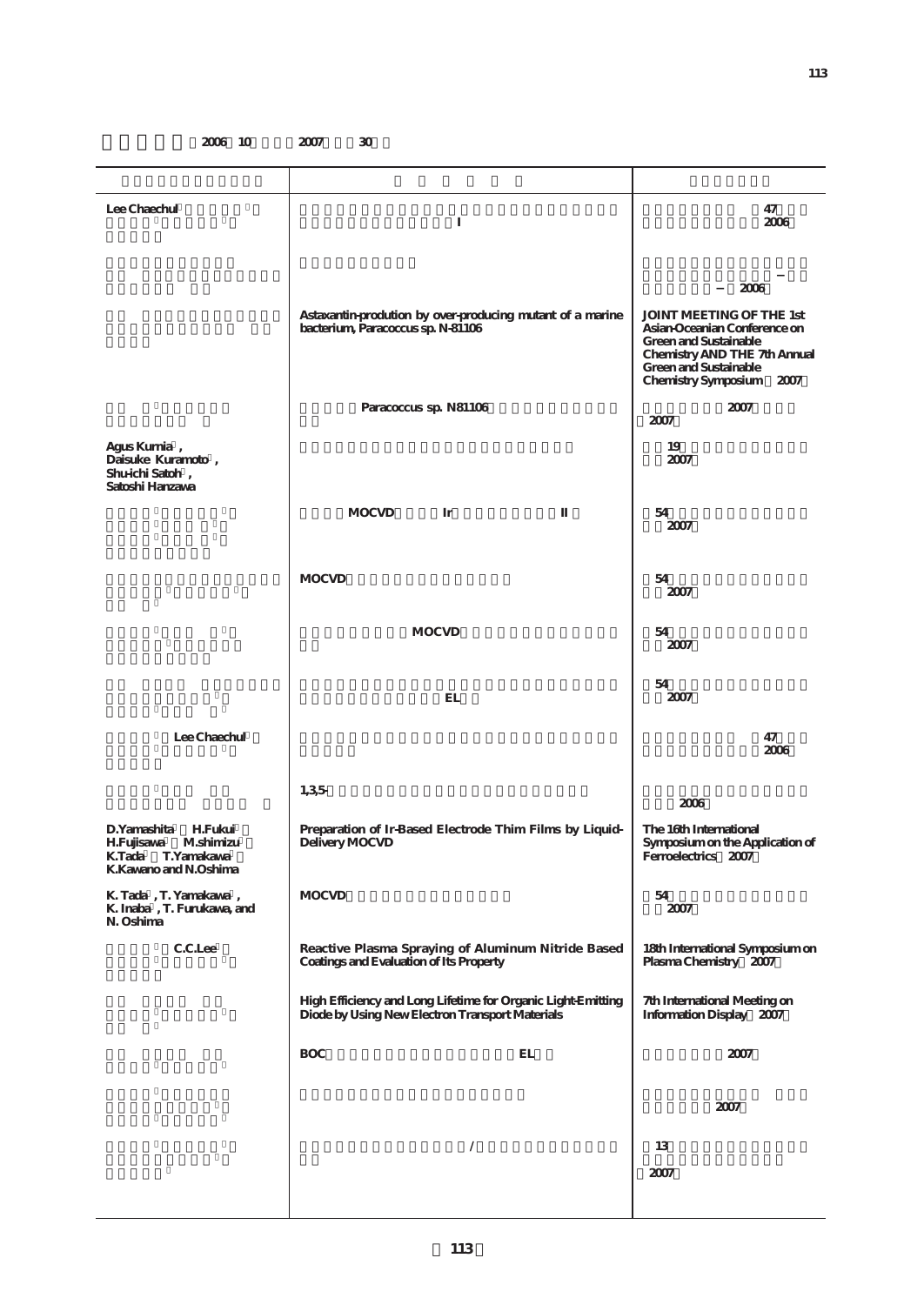2006 10 2007 30

| | | |
|---|---|---|
| Lee Chaechul | I | 47 2006 |
| | | – – 2006 |
| | Astaxantin-prodution by over-producing mutant of a marine bacterium, Paracoccus sp. N-81106 | JOINT MEETING OF THE 1st Asian-Oceanian Conference on Green and Sustainable Chemistry AND THE 7th Annual Green and Sustainable Chemistry Symposium 2007 |
| | Paracoccus sp. N81106 | 2007 2007 |
| Agus Kurnia , Daisuke Kuramoto , Shu-ichi Satoh , Satoshi Hanzawa | | 19 2007 |
| | MOCVD Ir II | 54 2007 |
| | MOCVD | 54 2007 |
| | MOCVD | 54 2007 |
| | EL | 54 2007 |
| Lee Chaechul | | 47 2006 |
| | 1,3,5- | 2006 |
| D.Yamashita H.Fukui H.Fujisawa M.shimizu K.Tada T.Yamakawa K.Kawano and N.Oshima | Preparation of Ir-Based Electrode Thim Films by Liquid-Delivery MOCVD | The 16th International Symposium on the Application of Ferroelectrics 2007 |
| K. Tada , T. Yamakawa , K. Inaba , T. Furukawa, and N. Oshima | MOCVD | 54 2007 |
| C.C.Lee | Reactive Plasma Spraying of Aluminum Nitride Based Coatings and Evaluation of Its Property | 18th International Symposium on Plasma Chemistry 2007 |
| | High Efficiency and Long Lifetime for Organic Light-Emitting Diode by Using New Electron Transport Materials | 7th International Meeting on Information Display 2007 |
| | BOC EL | 2007 |
| | | 2007 |
| | / | 13 2007 |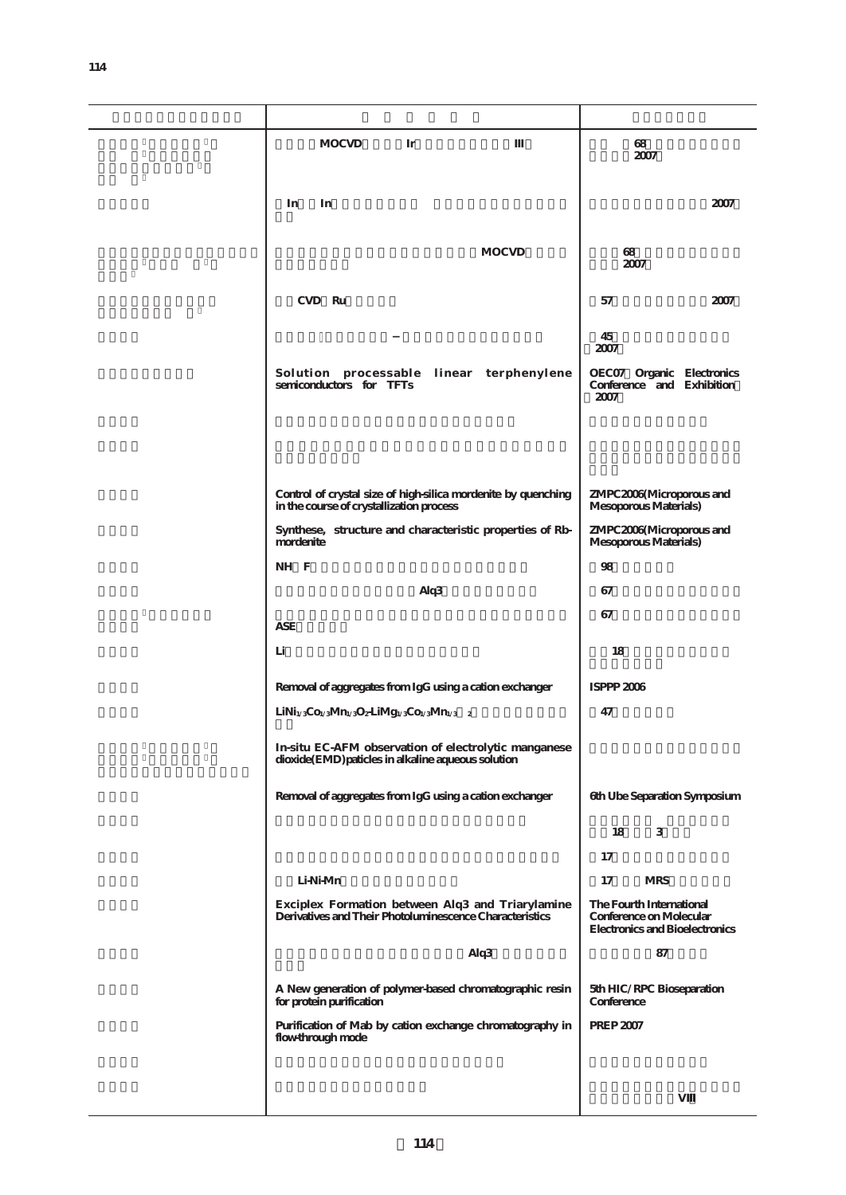| | | |
|---|---|---|
| | MOCVD Ir III | 68<br>2007 |
| | In In | 2007 |
| | MOCVD | 68<br>2007 |
| | CVD Ru | 57 2007 |
| | − | 45<br>2007 |
| | Solution processable linear terphenylene semiconductors for TFTs | OEC07 Organic Electronics Conference and Exhibition<br>2007 |
| | | |
| | | |
| | Control of crystal size of high-silica mordenite by quenching in the course of crystallization process | ZMPC2006(Microporous and Mesoporous Materials) |
| | Synthese, structure and characteristic properties of Rb-mordenite | ZMPC2006(Microporous and Mesoporous Materials) |
| | NH F | 98 |
| | Alq3 | 67 |
| | ASE | 67 |
| | Li | 18 |
| | Removal of aggregates from IgG using a cation exchanger | ISPPP 2006 |
| | $LiNi_{1/3}Co_{1/3}Mn_{1/3}O_2$-$LiMg_{1/3}Co_{1/3}Mn_{1/3}$ $_2$ | 47 |
| | In-situ EC-AFM observation of electrolytic manganese dioxide(EMD)paticles in alkaline aqueous solution | |
| | Removal of aggregates from IgG using a cation exchanger | 6th Ube Separation Symposium |
| | | 18 3 |
| | | 17 |
| | Li-Ni-Mn | 17 MRS |
| | Exciplex Formation between Alq3 and Triarylamine Derivatives and Their Photoluminescence Characteristics | The Fourth International Conference on Molecular Electronics and Bioelectronics |
| | Alq3 | 87 |
| | A New generation of polymer-based chromatographic resin for protein purification | 5th HIC/RPC Bioseparation Conference |
| | Purification of Mab by cation exchange chromatography in flow-through mode | PREP 2007 |
| | | |
| | | VIII |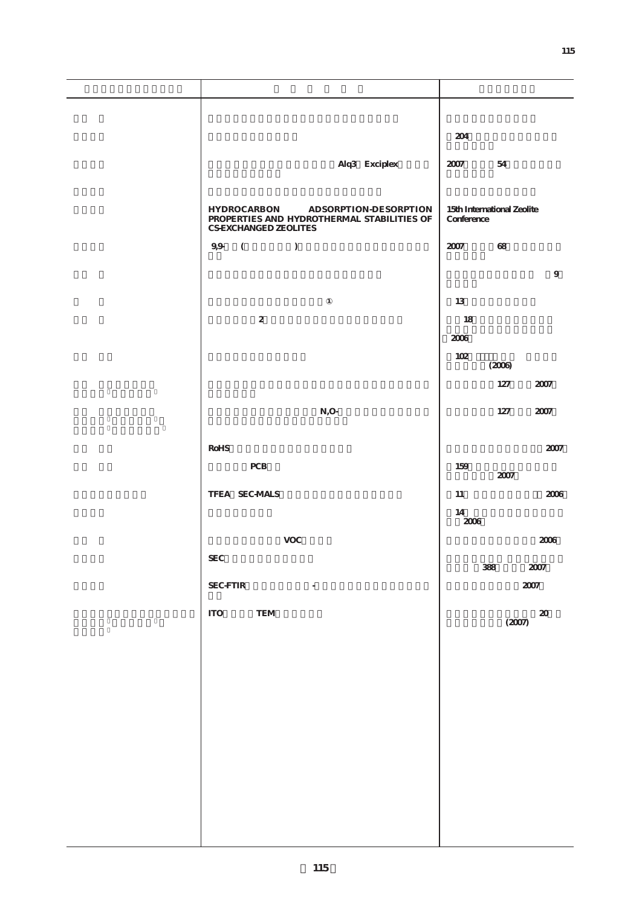| | | |
|---|---|---|
| | | |
| | | 204 |
| | Alq3 Exciplex | 2007 54 |
| | | |
| | HYDROCARBON ADSORPTION-DESORPTION PROPERTIES AND HYDROTHERMAL STABILITIES OF CS-EXCHANGED ZEOLITES | 15th International Zeolite Conference |
| | 9,9- ( ) | 2007 68 |
| | | 9 |
| | ① | 13 |
| | 2 | 18 2006 |
| | | 102 (2006) |
| | | 127 2007 |
| | N,O- | 127 2007 |
| | RoHS | 2007 |
| | PCB | 159 2007 |
| | TFEA SEC-MALS | 11 2006 |
| | | 14 2006 |
| | VOC | 2006 |
| | SEC | 388 2007 |
| | SEC-FTIR - | 2007 |
| | ITO TEM | 20 (2007) |